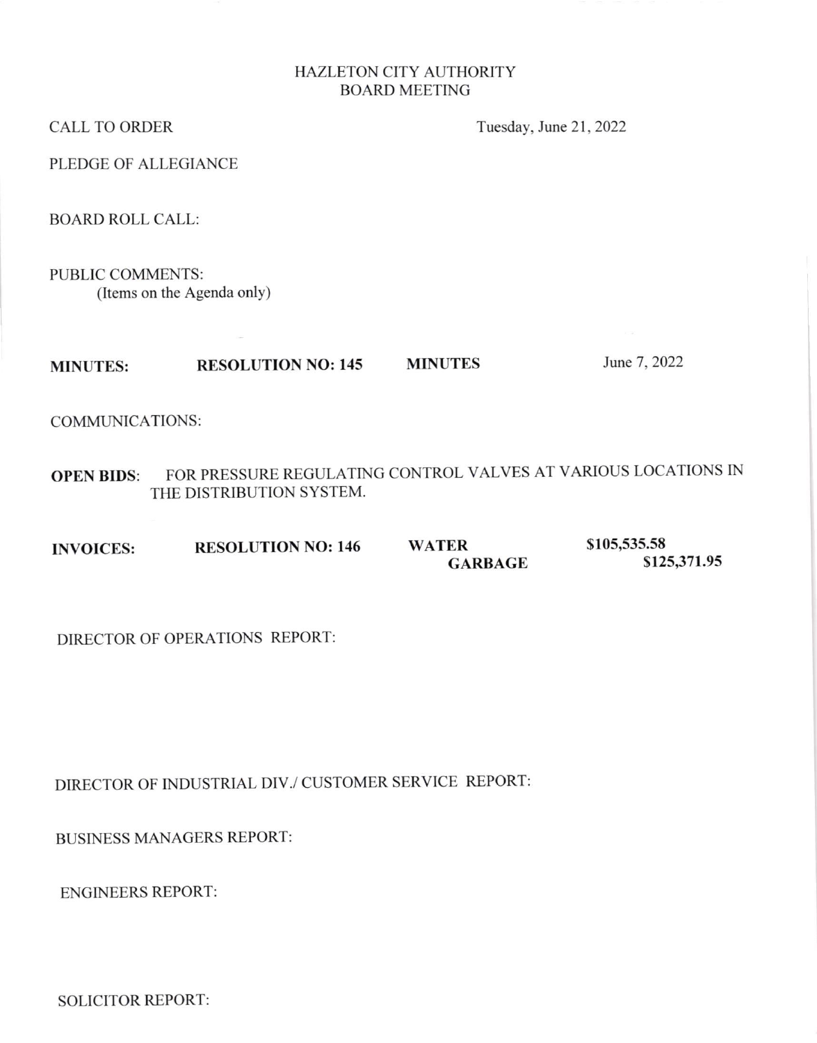# HAZLETON CITY AUTHORITY
## BOARD MEETING

CALL TO ORDER — Tuesday, June 21, 2022

PLEDGE OF ALLEGIANCE

BOARD ROLL CALL:

PUBLIC COMMENTS:
(Items on the Agenda only)

**MINUTES:** **RESOLUTION NO: 145** **MINUTES** June 7, 2022

COMMUNICATIONS:

**OPEN BIDS:** FOR PRESSURE REGULATING CONTROL VALVES AT VARIOUS LOCATIONS IN THE DISTRIBUTION SYSTEM.

| | | | |
|---|---|---|---|
| **INVOICES:** | **RESOLUTION NO: 146** | **WATER** | **$105,535.58** |
| | | **GARBAGE** | **$125,371.95** |

DIRECTOR OF OPERATIONS REPORT:

DIRECTOR OF INDUSTRIAL DIV./ CUSTOMER SERVICE REPORT:

BUSINESS MANAGERS REPORT:

ENGINEERS REPORT:

SOLICITOR REPORT: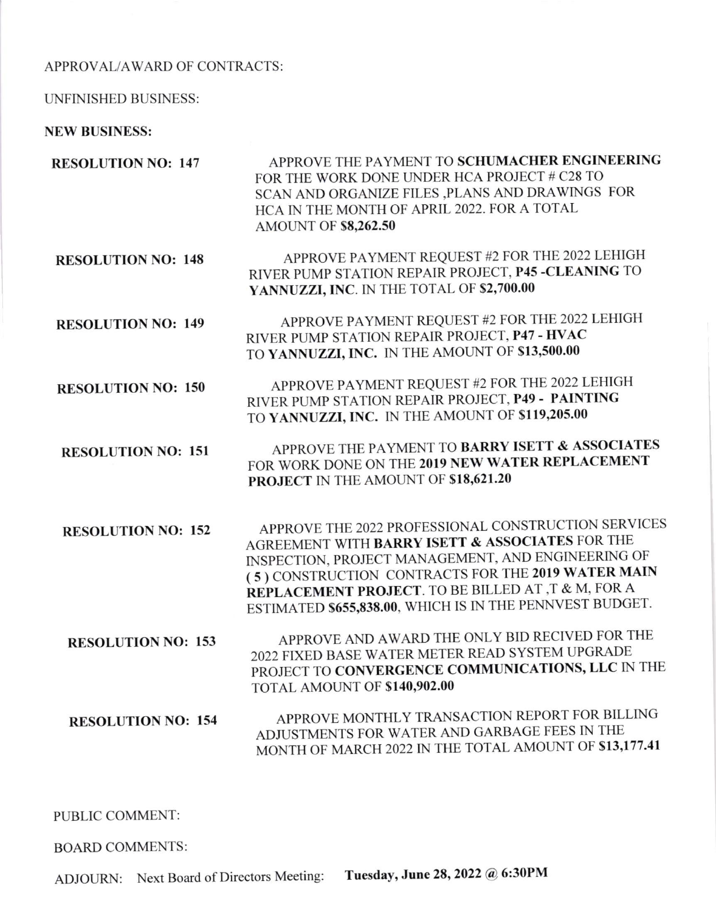APPROVAL/AWARD OF CONTRACTS:

UNFINISHED BUSINESS:

**NEW BUSINESS:**

**RESOLUTION NO: 147** — APPROVE THE PAYMENT TO **SCHUMACHER ENGINEERING** FOR THE WORK DONE UNDER HCA PROJECT # C28 TO SCAN AND ORGANIZE FILES ,PLANS AND DRAWINGS FOR HCA IN THE MONTH OF APRIL 2022. FOR A TOTAL AMOUNT OF **$8,262.50**

**RESOLUTION NO: 148** — APPROVE PAYMENT REQUEST #2 FOR THE 2022 LEHIGH RIVER PUMP STATION REPAIR PROJECT, **P45 -CLEANING** TO **YANNUZZI, INC**. IN THE TOTAL OF **$2,700.00**

**RESOLUTION NO: 149** — APPROVE PAYMENT REQUEST #2 FOR THE 2022 LEHIGH RIVER PUMP STATION REPAIR PROJECT, **P47 - HVAC** TO **YANNUZZI, INC.** IN THE AMOUNT OF **$13,500.00**

**RESOLUTION NO: 150** — APPROVE PAYMENT REQUEST #2 FOR THE 2022 LEHIGH RIVER PUMP STATION REPAIR PROJECT, **P49 - PAINTING** TO **YANNUZZI, INC.** IN THE AMOUNT OF **$119,205.00**

**RESOLUTION NO: 151** — APPROVE THE PAYMENT TO **BARRY ISETT & ASSOCIATES** FOR WORK DONE ON THE **2019 NEW WATER REPLACEMENT PROJECT** IN THE AMOUNT OF **$18,621.20**

**RESOLUTION NO: 152** — APPROVE THE 2022 PROFESSIONAL CONSTRUCTION SERVICES AGREEMENT WITH **BARRY ISETT & ASSOCIATES** FOR THE INSPECTION, PROJECT MANAGEMENT, AND ENGINEERING OF ( 5 ) CONSTRUCTION CONTRACTS FOR THE **2019 WATER MAIN REPLACEMENT PROJECT**. TO BE BILLED AT ,T & M, FOR A ESTIMATED **$655,838.00**, WHICH IS IN THE PENNVEST BUDGET.

**RESOLUTION NO: 153** — APPROVE AND AWARD THE ONLY BID RECIVED FOR THE 2022 FIXED BASE WATER METER READ SYSTEM UPGRADE PROJECT TO **CONVERGENCE COMMUNICATIONS, LLC** IN THE TOTAL AMOUNT OF **$140,902.00**

**RESOLUTION NO: 154** — APPROVE MONTHLY TRANSACTION REPORT FOR BILLING ADJUSTMENTS FOR WATER AND GARBAGE FEES IN THE MONTH OF MARCH 2022 IN THE TOTAL AMOUNT OF **$13,177.41**

PUBLIC COMMENT:

BOARD COMMENTS:

ADJOURN: Next Board of Directors Meeting: **Tuesday, June 28, 2022 @ 6:30PM**